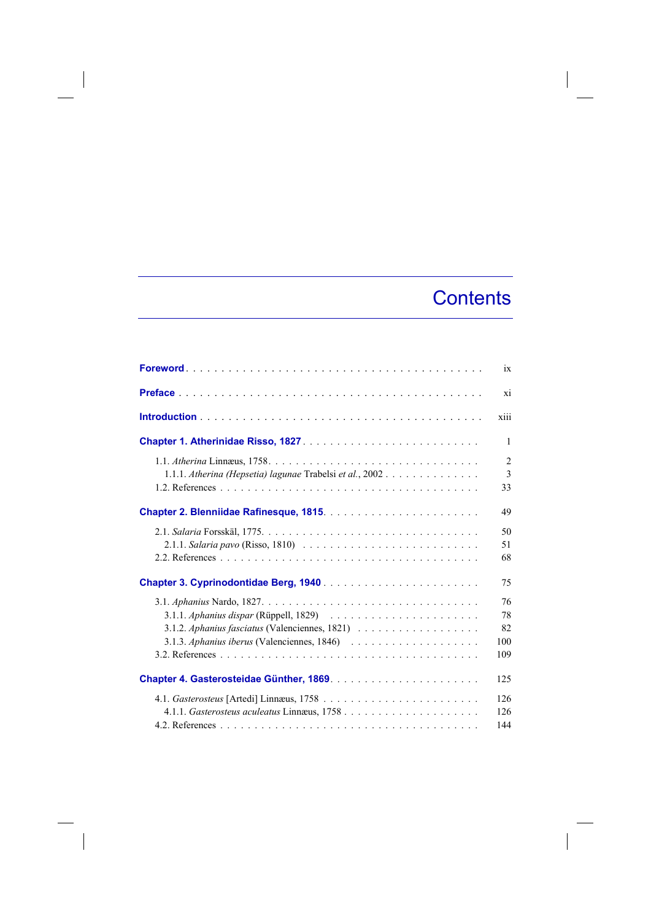# Contents

**Foreword** . . . . . . . . . . ix

**Preface** . . . . . . . . . . xi

**Introduction** . . . . . . . . . . xiii

**Chapter 1. Atherinidae Risso, 1827** . . . . . . . . . . 1

- 1.1. *Atherina* Linnæus, 1758. . . . . . . . . . 2
  - 1.1.1. *Atherina (Hepsetia) lagunae* Trabelsi *et al.*, 2002 . . . . . . . . . . 3
- 1.2. References . . . . . . . . . . 33

**Chapter 2. Blenniidae Rafinesque, 1815** . . . . . . . . . . 49

- 2.1. *Salaria* Forsskäl, 1775. . . . . . . . . . 50
  - 2.1.1. *Salaria pavo* (Risso, 1810) . . . . . . . . . . 51
- 2.2. References . . . . . . . . . . 68

**Chapter 3. Cyprinodontidae Berg, 1940** . . . . . . . . . . 75

- 3.1. *Aphanius* Nardo, 1827. . . . . . . . . . 76
  - 3.1.1. *Aphanius dispar* (Rüppell, 1829) . . . . . . . . . . 78
  - 3.1.2. *Aphanius fasciatus* (Valenciennes, 1821) . . . . . . . . . . 82
  - 3.1.3. *Aphanius iberus* (Valenciennes, 1846) . . . . . . . . . . 100
- 3.2. References . . . . . . . . . . 109

**Chapter 4. Gasterosteidae Günther, 1869** . . . . . . . . . . 125

- 4.1. *Gasterosteus* [Artedi] Linnæus, 1758 . . . . . . . . . . 126
  - 4.1.1. *Gasterosteus aculeatus* Linnæus, 1758 . . . . . . . . . . 126
- 4.2. References . . . . . . . . . . 144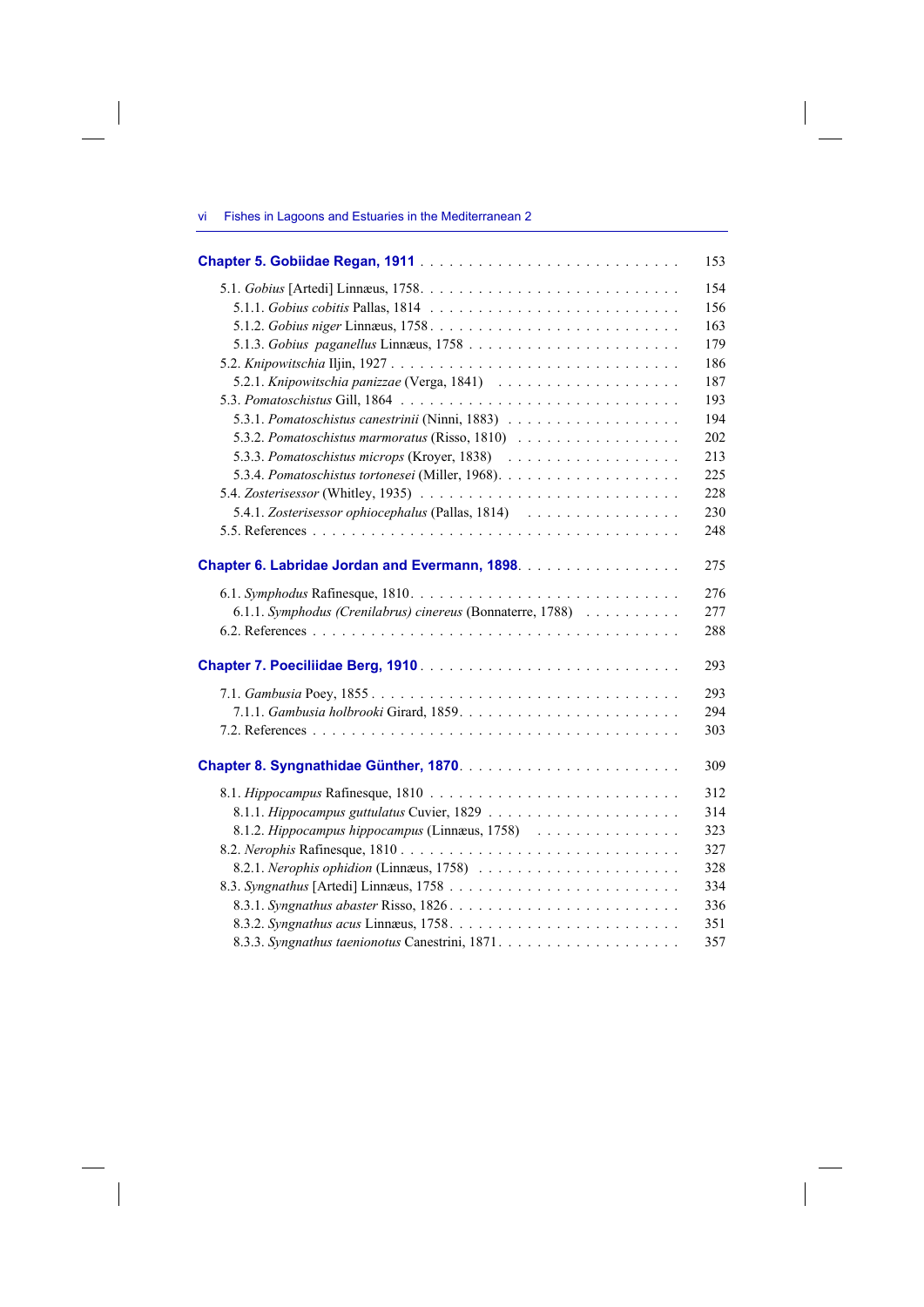**Chapter 5. Gobiidae Regan, 1911** . . . . . . . . . . . . . . . . . . . . . . . . . . 153

5.1. *Gobius* [Artedi] Linnæus, 1758. . . . . . . . . . . . . . . . . . . . . . . . . . . 154
5.1.1. *Gobius cobitis* Pallas, 1814 . . . . . . . . . . . . . . . . . . . . . . . . . . 156
5.1.2. *Gobius niger* Linnæus, 1758 . . . . . . . . . . . . . . . . . . . . . . . . . . 163
5.1.3. *Gobius paganellus* Linnæus, 1758 . . . . . . . . . . . . . . . . . . . . . . . 179
5.2. *Knipowitschia* Iljin, 1927 . . . . . . . . . . . . . . . . . . . . . . . . . . . . 186
5.2.1. *Knipowitschia panizzae* (Verga, 1841) . . . . . . . . . . . . . . . . . . . . 187
5.3. *Pomatoschistus* Gill, 1864 . . . . . . . . . . . . . . . . . . . . . . . . . . . . 193
5.3.1. *Pomatoschistus canestrinii* (Ninni, 1883) . . . . . . . . . . . . . . . . . . 194
5.3.2. *Pomatoschistus marmoratus* (Risso, 1810) . . . . . . . . . . . . . . . . . . 202
5.3.3. *Pomatoschistus microps* (Kroyer, 1838) . . . . . . . . . . . . . . . . . . . 213
5.3.4. *Pomatoschistus tortonesei* (Miller, 1968). . . . . . . . . . . . . . . . . . . 225
5.4. *Zosterisessor* (Whitley, 1935) . . . . . . . . . . . . . . . . . . . . . . . . . . 228
5.4.1. *Zosterisessor ophiocephalus* (Pallas, 1814) . . . . . . . . . . . . . . . . . 230
5.5. References . . . . . . . . . . . . . . . . . . . . . . . . . . . . . . . . . . . . . 248

**Chapter 6. Labridae Jordan and Evermann, 1898**. . . . . . . . . . . . . . . . . . 275

6.1. *Symphodus* Rafinesque, 1810. . . . . . . . . . . . . . . . . . . . . . . . . . . 276
6.1.1. *Symphodus (Crenilabrus) cinereus* (Bonnaterre, 1788) . . . . . . . . . . 277
6.2. References . . . . . . . . . . . . . . . . . . . . . . . . . . . . . . . . . . . . . 288

**Chapter 7. Poeciliidae Berg, 1910** . . . . . . . . . . . . . . . . . . . . . . . . . 293

7.1. *Gambusia* Poey, 1855 . . . . . . . . . . . . . . . . . . . . . . . . . . . . . . 293
7.1.1. *Gambusia holbrooki* Girard, 1859. . . . . . . . . . . . . . . . . . . . . . . 294
7.2. References . . . . . . . . . . . . . . . . . . . . . . . . . . . . . . . . . . . . . 303

**Chapter 8. Syngnathidae Günther, 1870**. . . . . . . . . . . . . . . . . . . . . . . 309

8.1. *Hippocampus* Rafinesque, 1810 . . . . . . . . . . . . . . . . . . . . . . . . . 312
8.1.1. *Hippocampus guttulatus* Cuvier, 1829 . . . . . . . . . . . . . . . . . . . . 314
8.1.2. *Hippocampus hippocampus* (Linnæus, 1758) . . . . . . . . . . . . . . . . 323
8.2. *Nerophis* Rafinesque, 1810 . . . . . . . . . . . . . . . . . . . . . . . . . . . . 327
8.2.1. *Nerophis ophidion* (Linnæus, 1758) . . . . . . . . . . . . . . . . . . . . . . 328
8.3. *Syngnathus* [Artedi] Linnæus, 1758 . . . . . . . . . . . . . . . . . . . . . . . 334
8.3.1. *Syngnathus abaster* Risso, 1826 . . . . . . . . . . . . . . . . . . . . . . . . 336
8.3.2. *Syngnathus acus* Linnæus, 1758. . . . . . . . . . . . . . . . . . . . . . . . . 351
8.3.3. *Syngnathus taenionotus* Canestrini, 1871. . . . . . . . . . . . . . . . . . . 357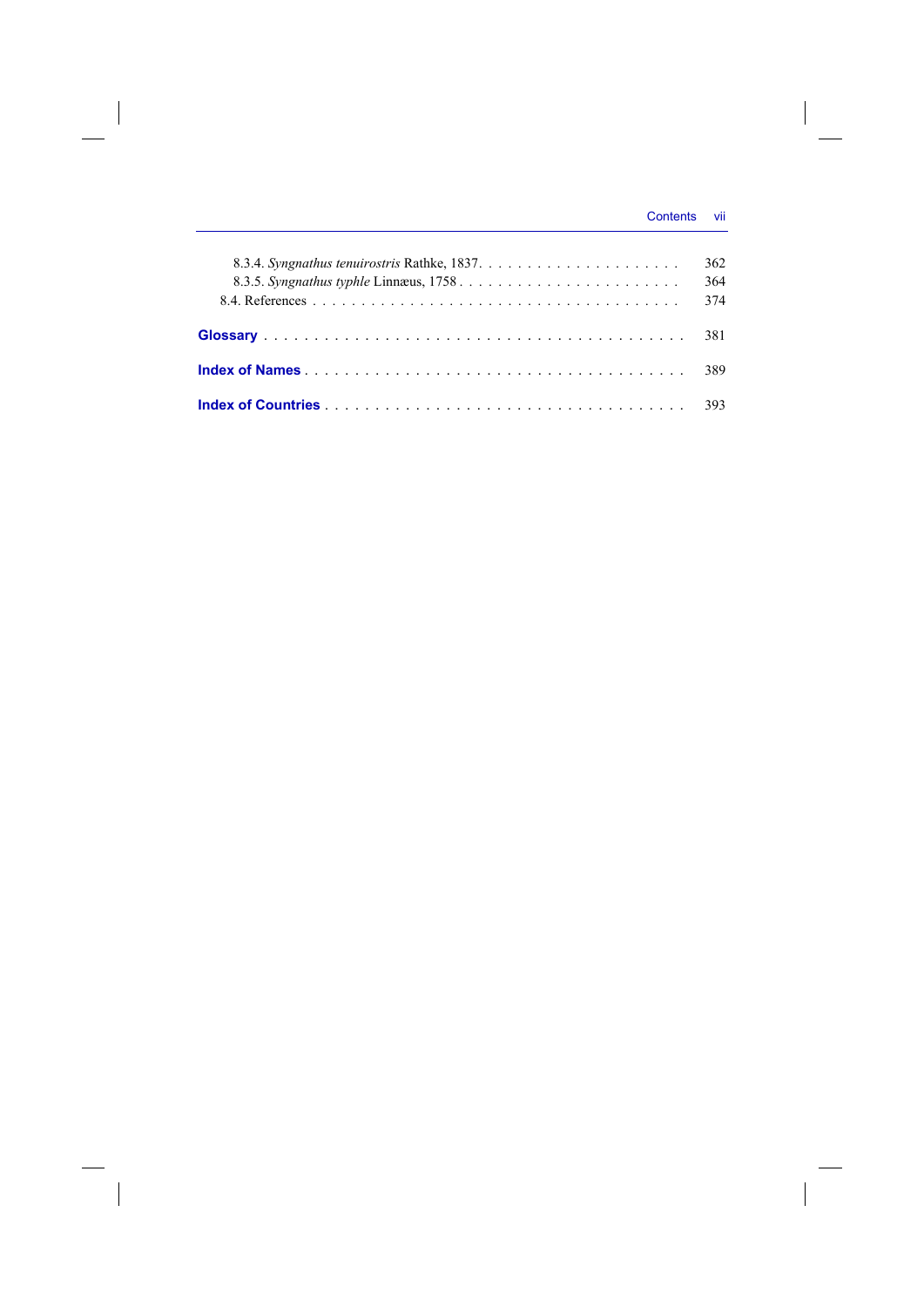8.3.4. *Syngnathus tenuirostris* Rathke, 1837. . . . . . . . . . . . . . . . . . . . . 362
8.3.5. *Syngnathus typhle* Linnæus, 1758 . . . . . . . . . . . . . . . . . . . . . . . 364
8.4. References . . . . . . . . . . . . . . . . . . . . . . . . . . . . . . . . . . . . . 374

**Glossary** . . . . . . . . . . . . . . . . . . . . . . . . . . . . . . . . . . . . . . . 381

**Index of Names** . . . . . . . . . . . . . . . . . . . . . . . . . . . . . . . . . . . . 389

**Index of Countries** . . . . . . . . . . . . . . . . . . . . . . . . . . . . . . . . . . 393